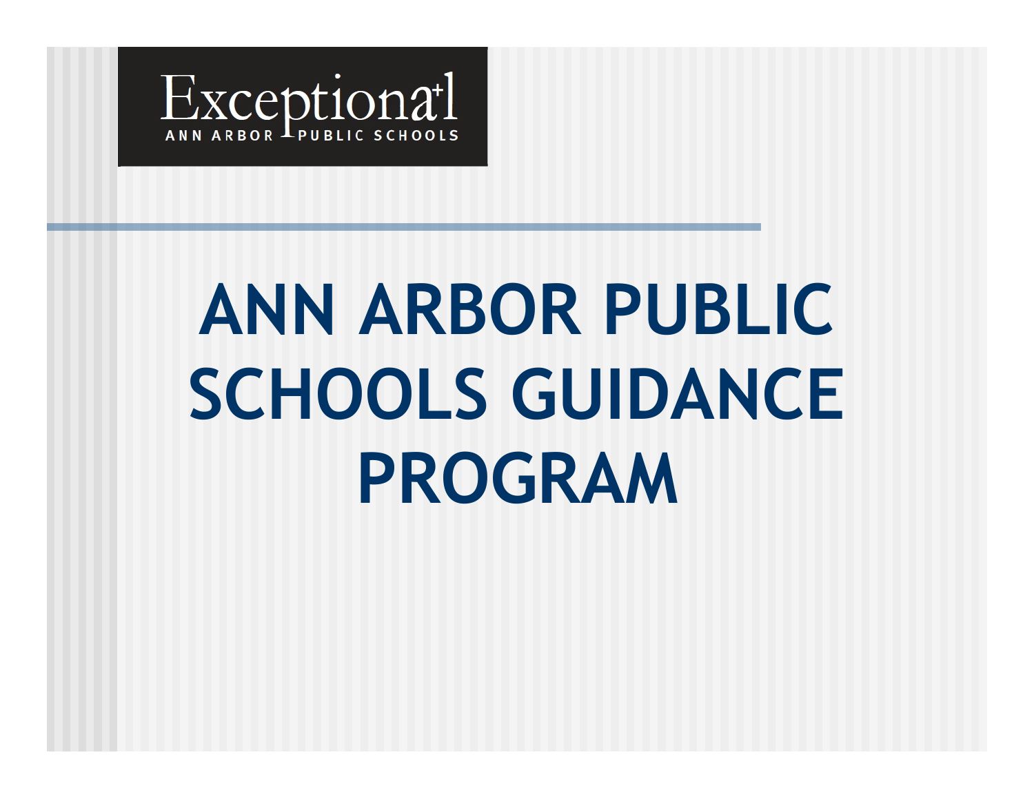Exceptional
ANN ARBOR PUBLIC SCHOOLS

# ANN ARBOR PUBLIC SCHOOLS GUIDANCE PROGRAM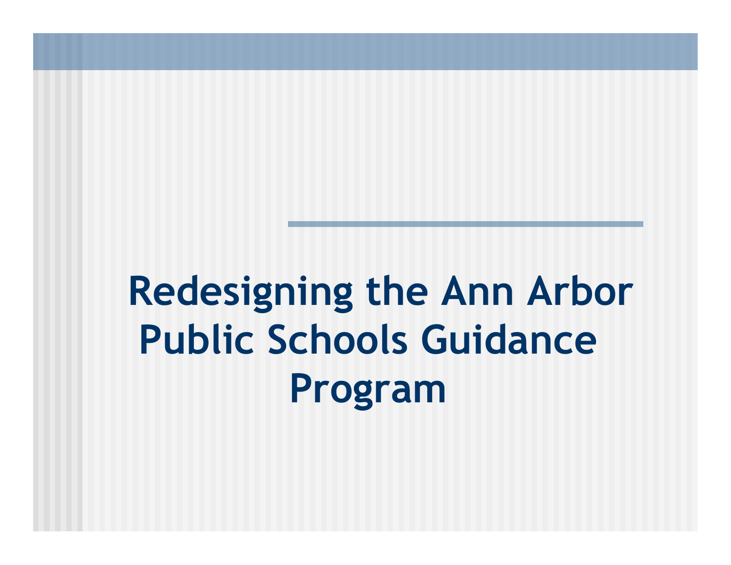# Redesigning the Ann Arbor Public Schools Guidance Program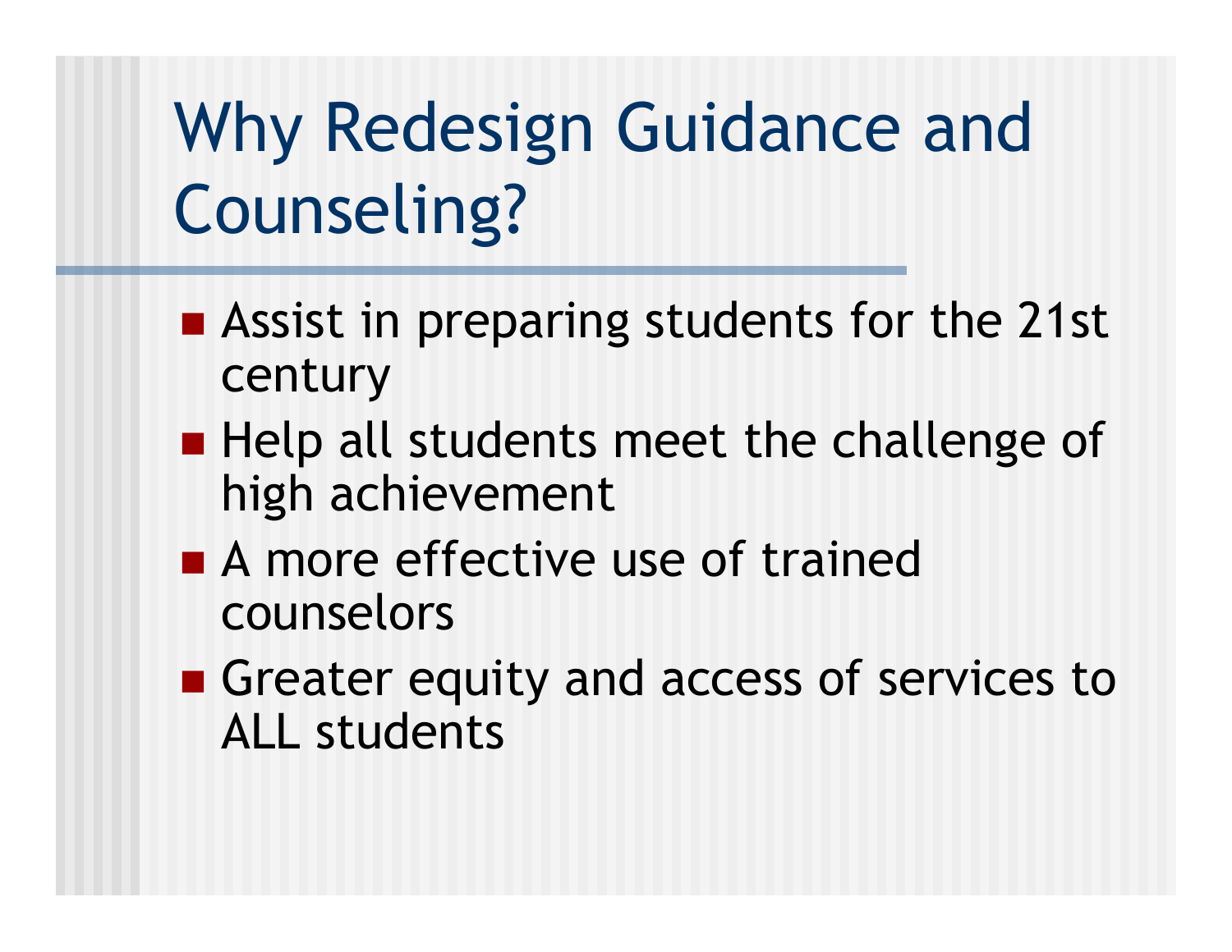# Why Redesign Guidance and Counseling?

- Assist in preparing students for the 21st century
- Help all students meet the challenge of high achievement
- A more effective use of trained counselors
- Greater equity and access of services to ALL students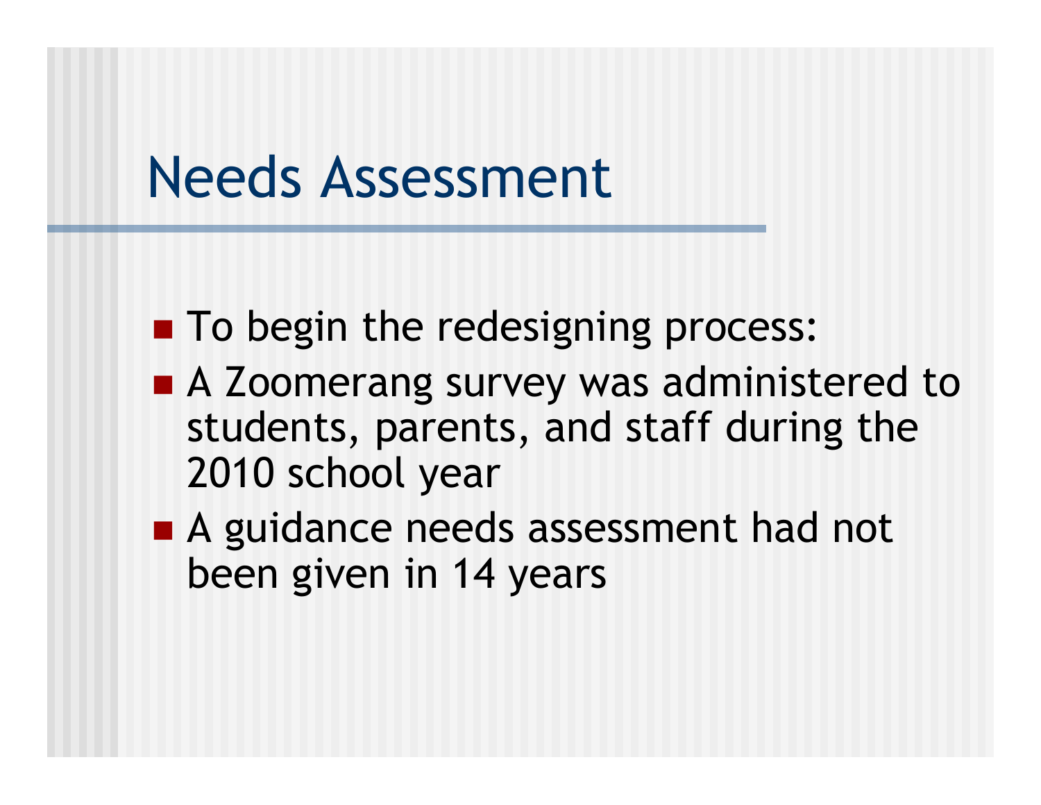# Needs Assessment

- To begin the redesigning process:
- A Zoomerang survey was administered to students, parents, and staff during the 2010 school year
- A guidance needs assessment had not been given in 14 years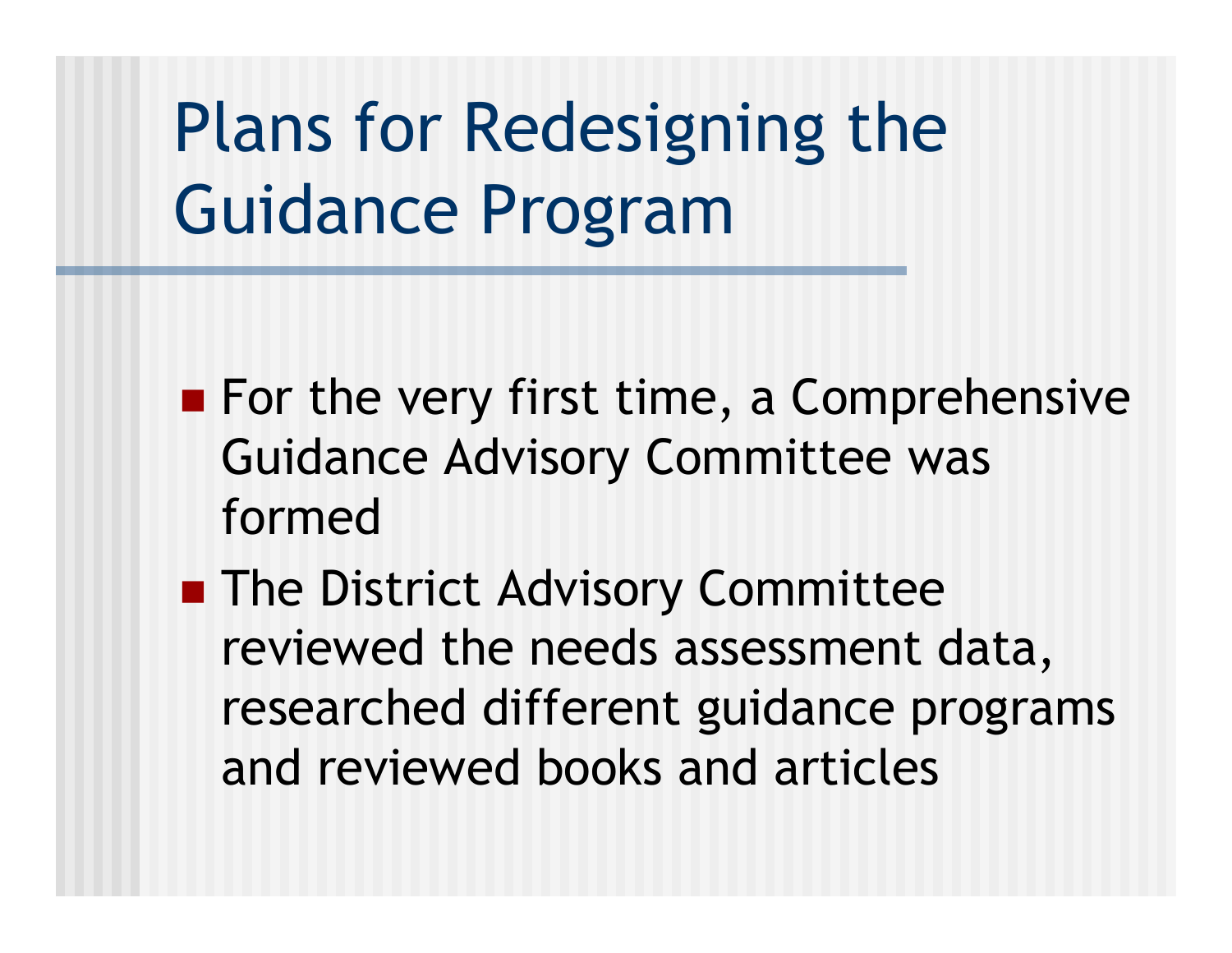# Plans for Redesigning the Guidance Program

- For the very first time, a Comprehensive Guidance Advisory Committee was formed
- The District Advisory Committee reviewed the needs assessment data, researched different guidance programs and reviewed books and articles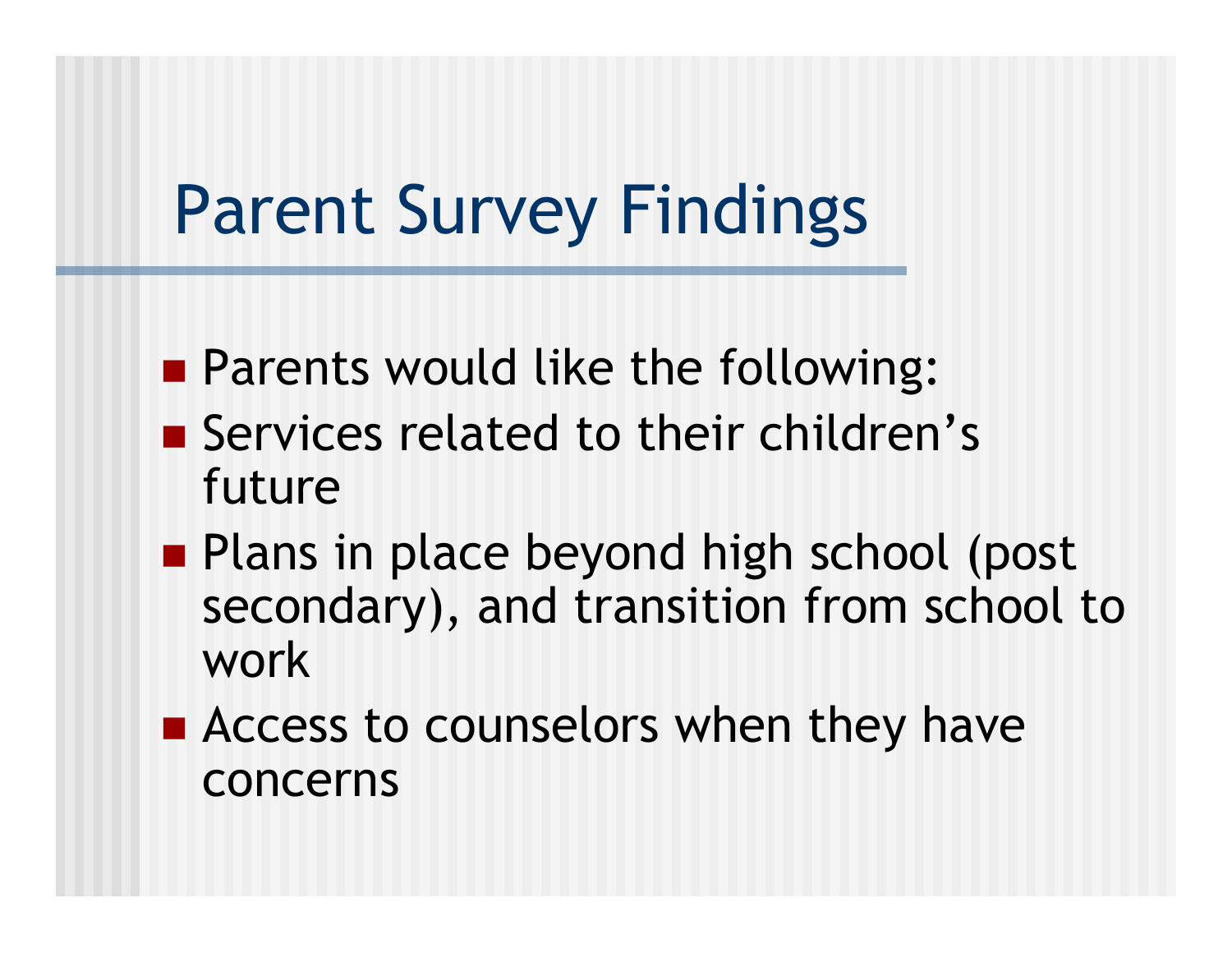# Parent Survey Findings

- Parents would like the following:
- Services related to their children's future
- Plans in place beyond high school (post secondary), and transition from school to work
- Access to counselors when they have concerns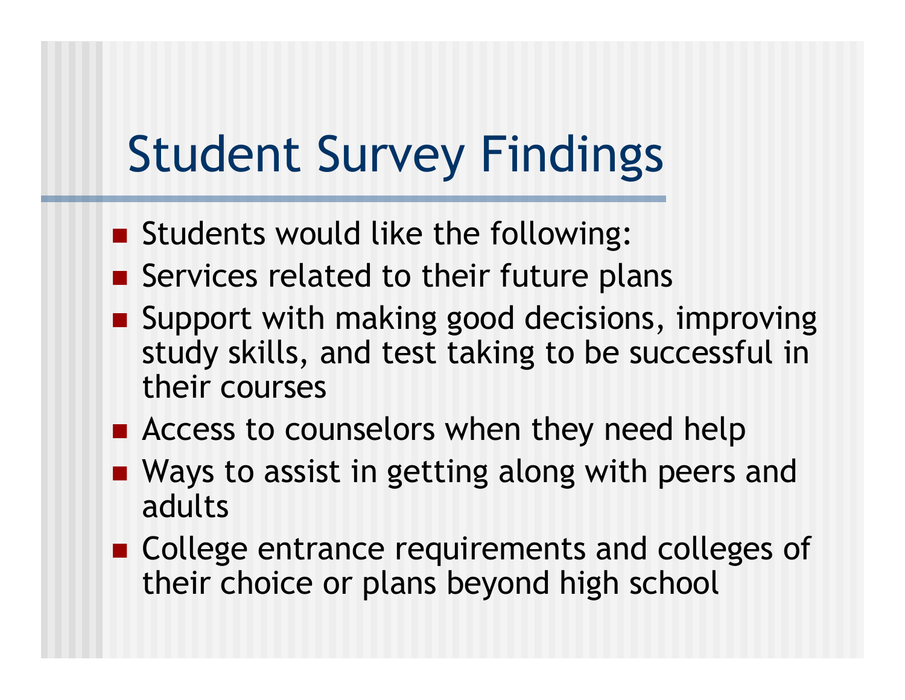# Student Survey Findings

- Students would like the following:
- Services related to their future plans
- Support with making good decisions, improving study skills, and test taking to be successful in their courses
- Access to counselors when they need help
- Ways to assist in getting along with peers and adults
- College entrance requirements and colleges of their choice or plans beyond high school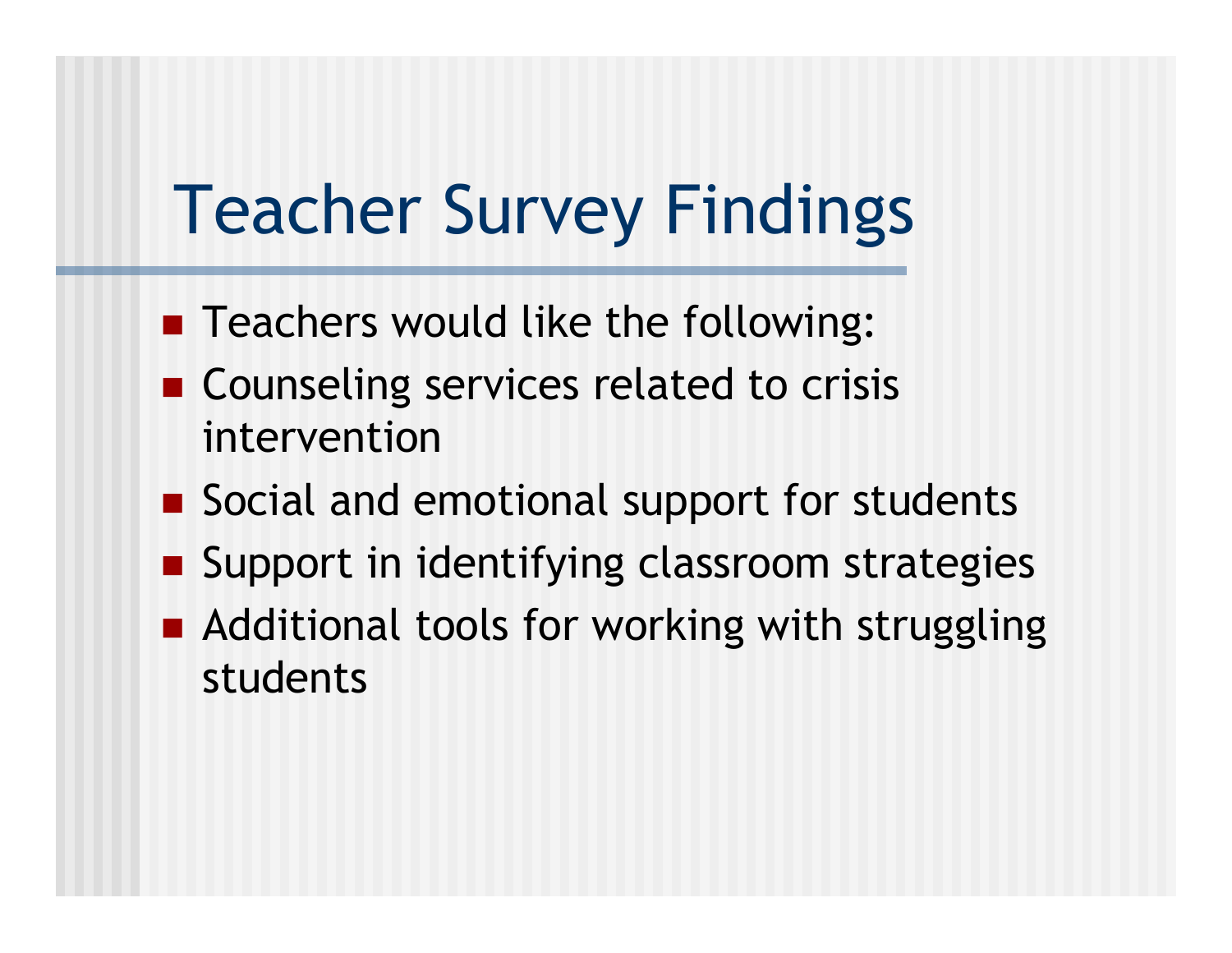# Teacher Survey Findings

- Teachers would like the following:
- Counseling services related to crisis intervention
- Social and emotional support for students
- Support in identifying classroom strategies
- Additional tools for working with struggling students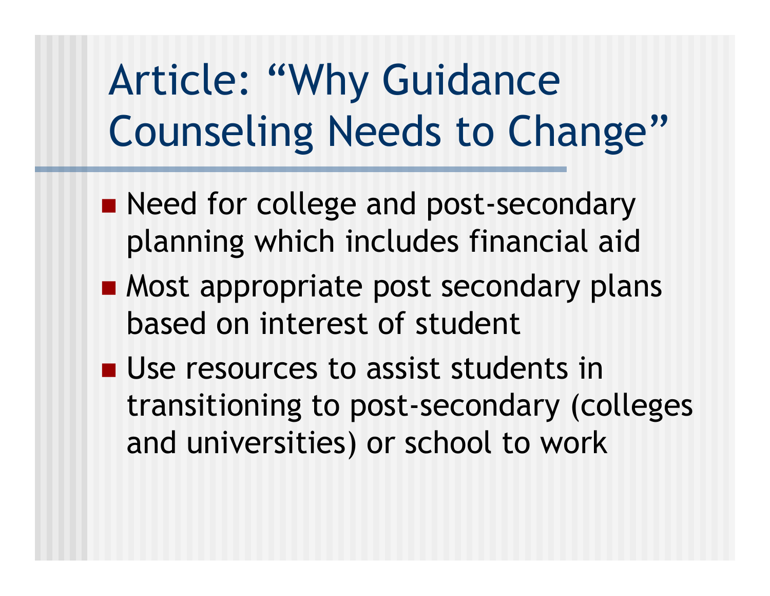# Article: “Why Guidance Counseling Needs to Change”

- Need for college and post-secondary planning which includes financial aid
- Most appropriate post secondary plans based on interest of student
- Use resources to assist students in transitioning to post-secondary (colleges and universities) or school to work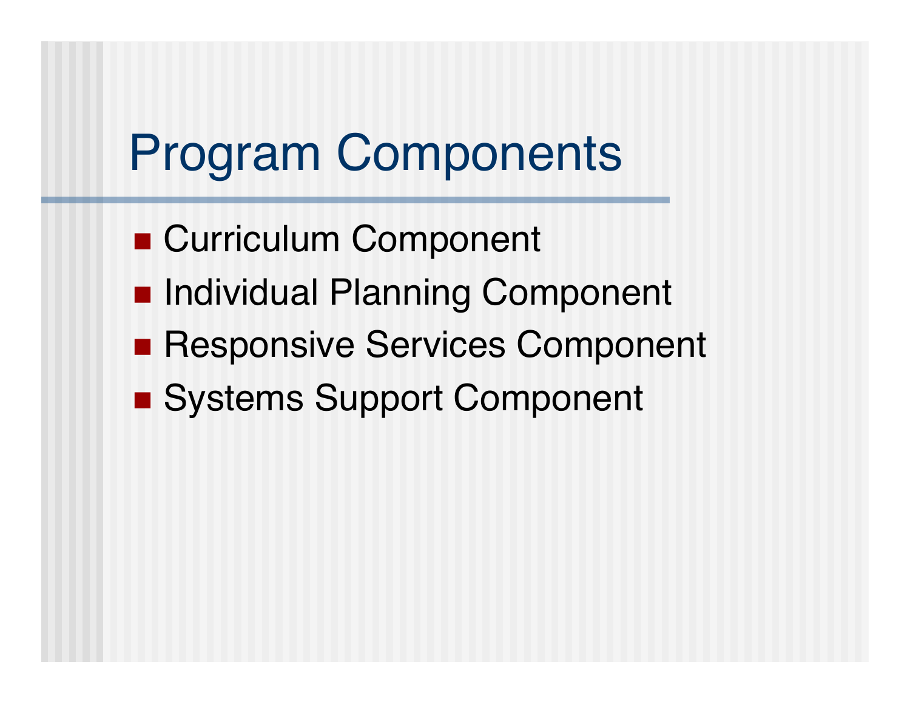# Program Components

- Curriculum Component
- Individual Planning Component
- Responsive Services Component
- Systems Support Component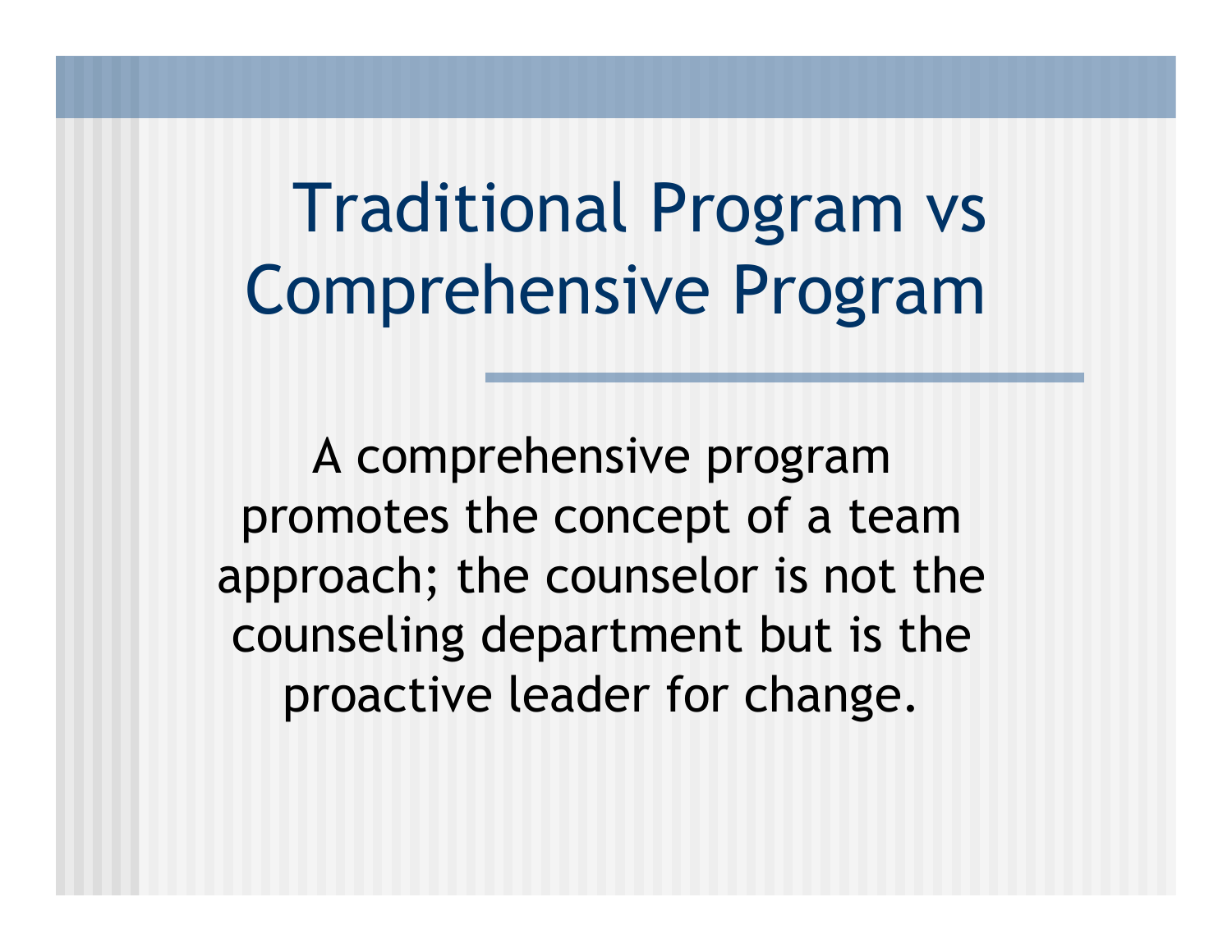# Traditional Program vs Comprehensive Program

A comprehensive program promotes the concept of a team approach; the counselor is not the counseling department but is the proactive leader for change.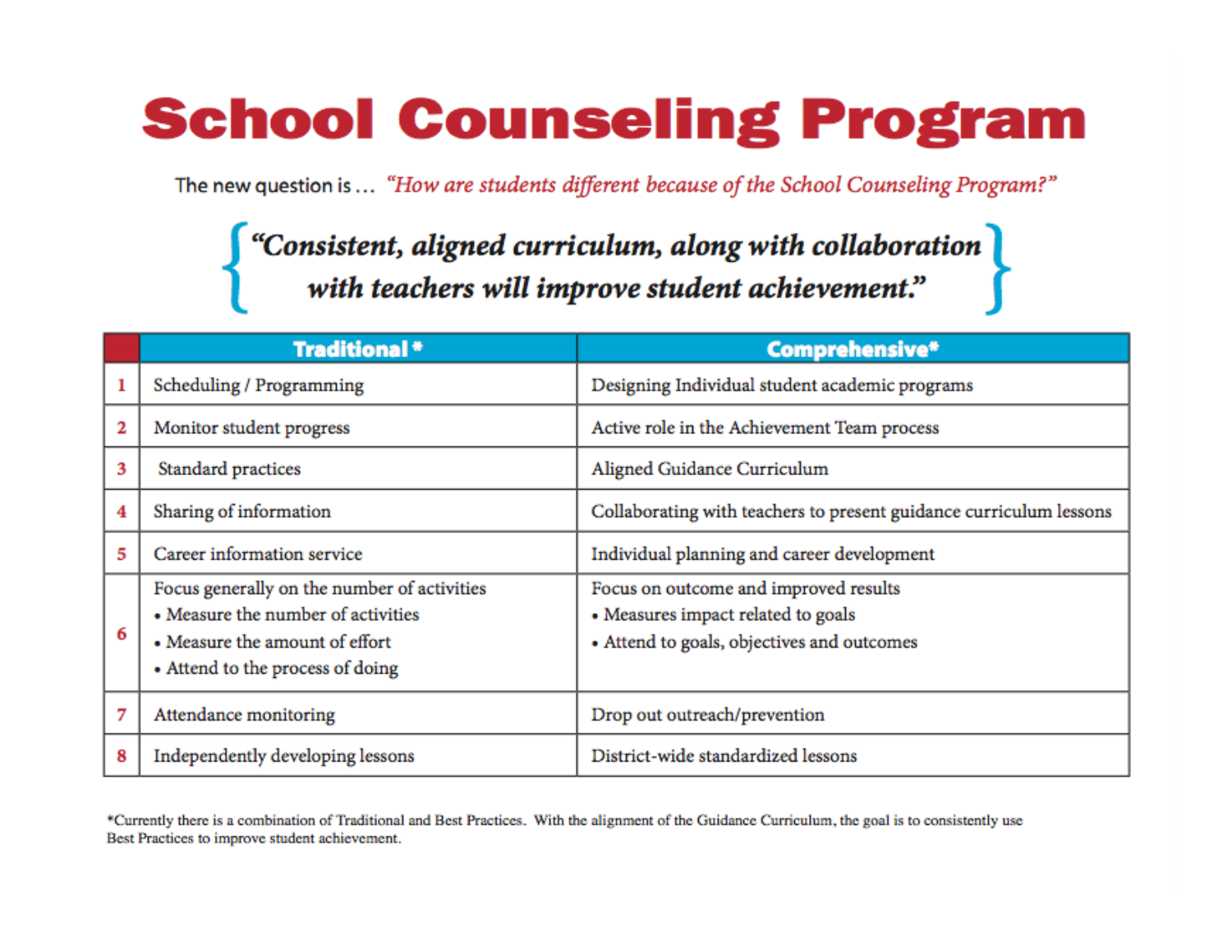# School Counseling Program

The new question is … *"How are students different because of the School Counseling Program?"*

***"Consistent, aligned curriculum, along with collaboration with teachers will improve student achievement."***

| | Traditional * | Comprehensive* |
|---|---|---|
| 1 | Scheduling / Programming | Designing Individual student academic programs |
| 2 | Monitor student progress | Active role in the Achievement Team process |
| 3 | Standard practices | Aligned Guidance Curriculum |
| 4 | Sharing of information | Collaborating with teachers to present guidance curriculum lessons |
| 5 | Career information service | Individual planning and career development |
| 6 | Focus generally on the number of activities<br>• Measure the number of activities<br>• Measure the amount of effort<br>• Attend to the process of doing | Focus on outcome and improved results<br>• Measures impact related to goals<br>• Attend to goals, objectives and outcomes |
| 7 | Attendance monitoring | Drop out outreach/prevention |
| 8 | Independently developing lessons | District-wide standardized lessons |

*Currently there is a combination of Traditional and Best Practices. With the alignment of the Guidance Curriculum, the goal is to consistently use Best Practices to improve student achievement.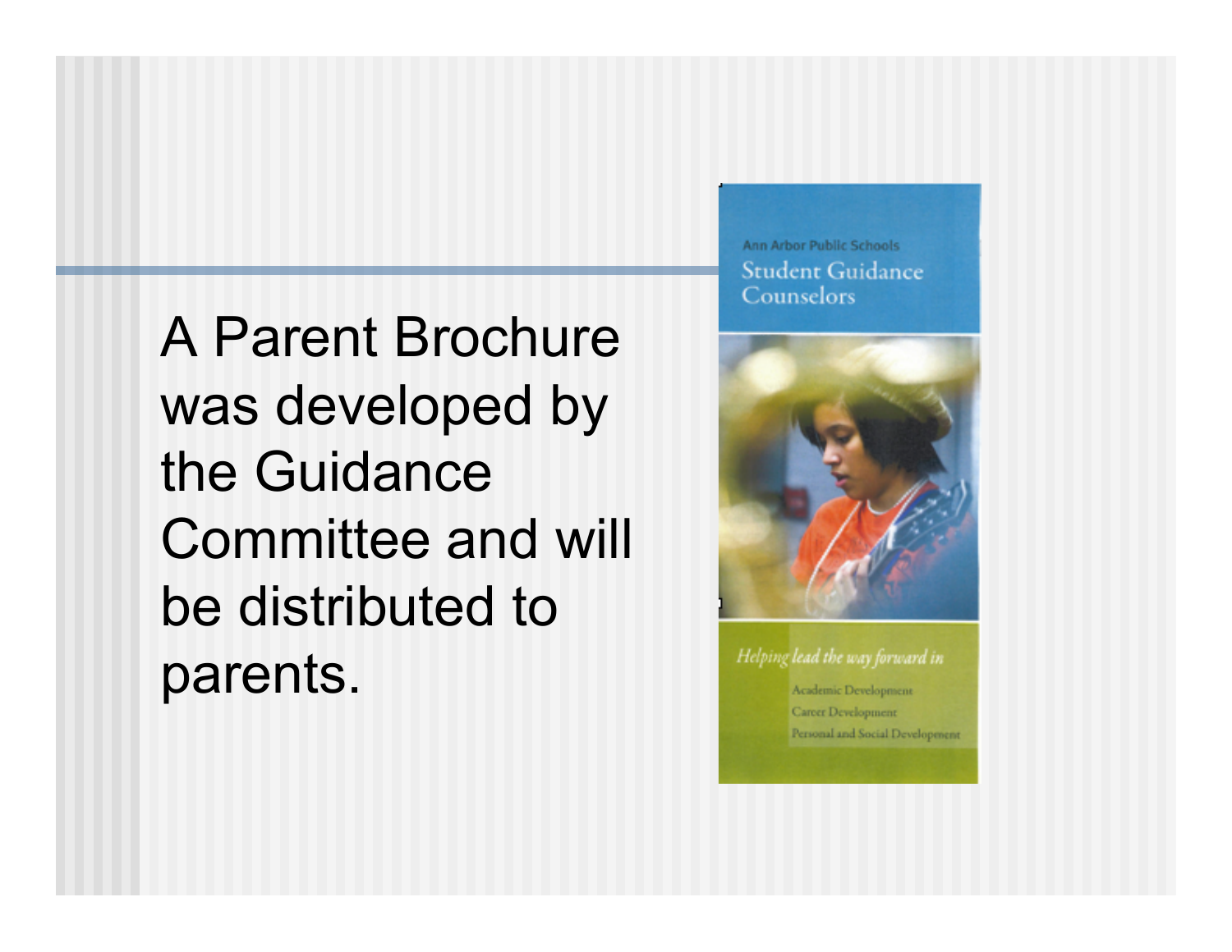A Parent Brochure was developed by the Guidance Committee and will be distributed to parents.

Ann Arbor Public Schools
Student Guidance Counselors

*Helping lead the way forward in*

Academic Development
Career Development
Personal and Social Development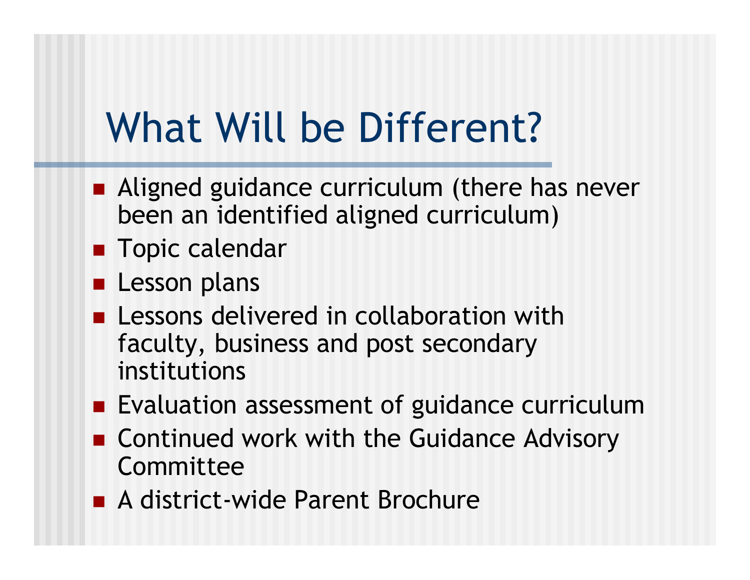# What Will be Different?

- Aligned guidance curriculum (there has never been an identified aligned curriculum)
- Topic calendar
- Lesson plans
- Lessons delivered in collaboration with faculty, business and post secondary institutions
- Evaluation assessment of guidance curriculum
- Continued work with the Guidance Advisory Committee
- A district-wide Parent Brochure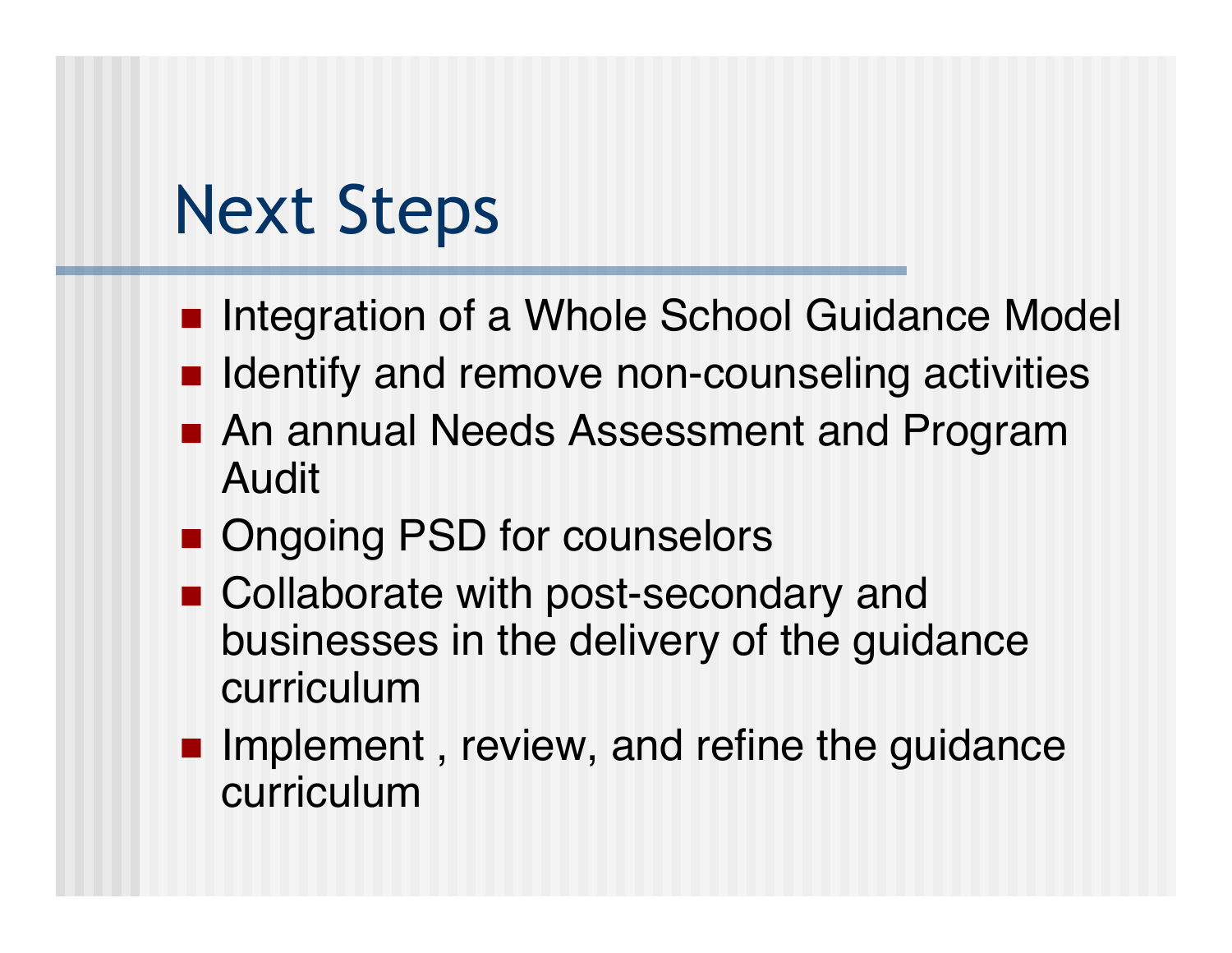# Next Steps

- Integration of a Whole School Guidance Model
- Identify and remove non-counseling activities
- An annual Needs Assessment and Program Audit
- Ongoing PSD for counselors
- Collaborate with post-secondary and businesses in the delivery of the guidance curriculum
- Implement , review, and refine the guidance curriculum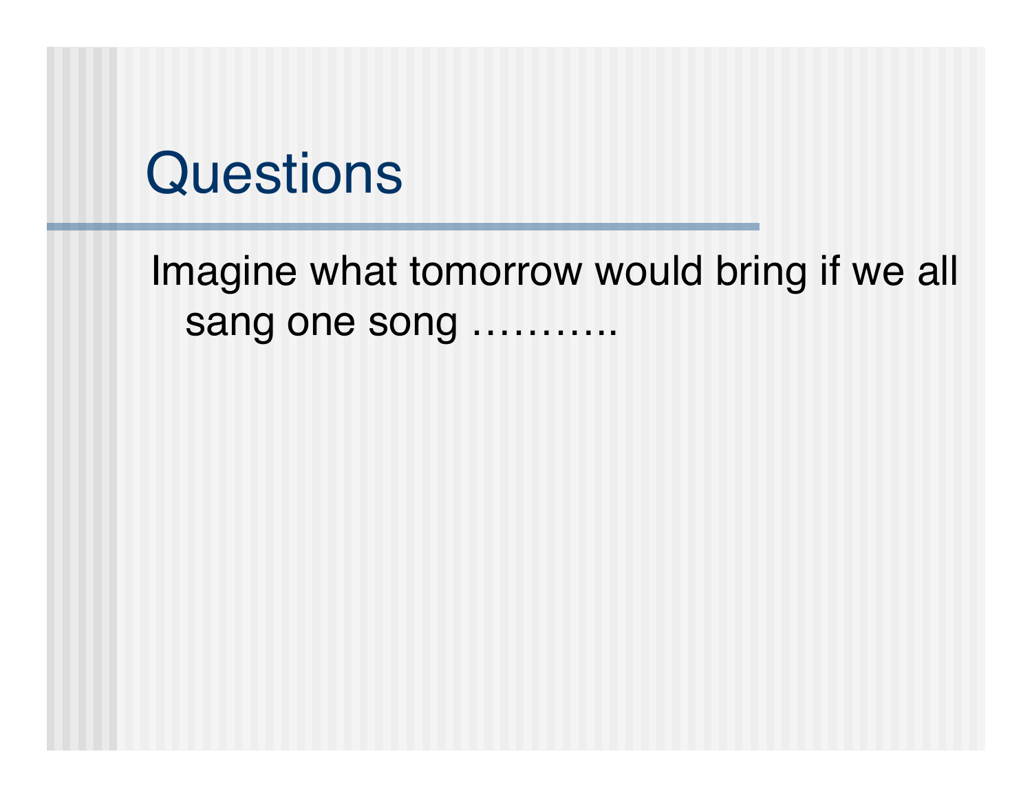# Questions

Imagine what tomorrow would bring if we all sang one song ………..